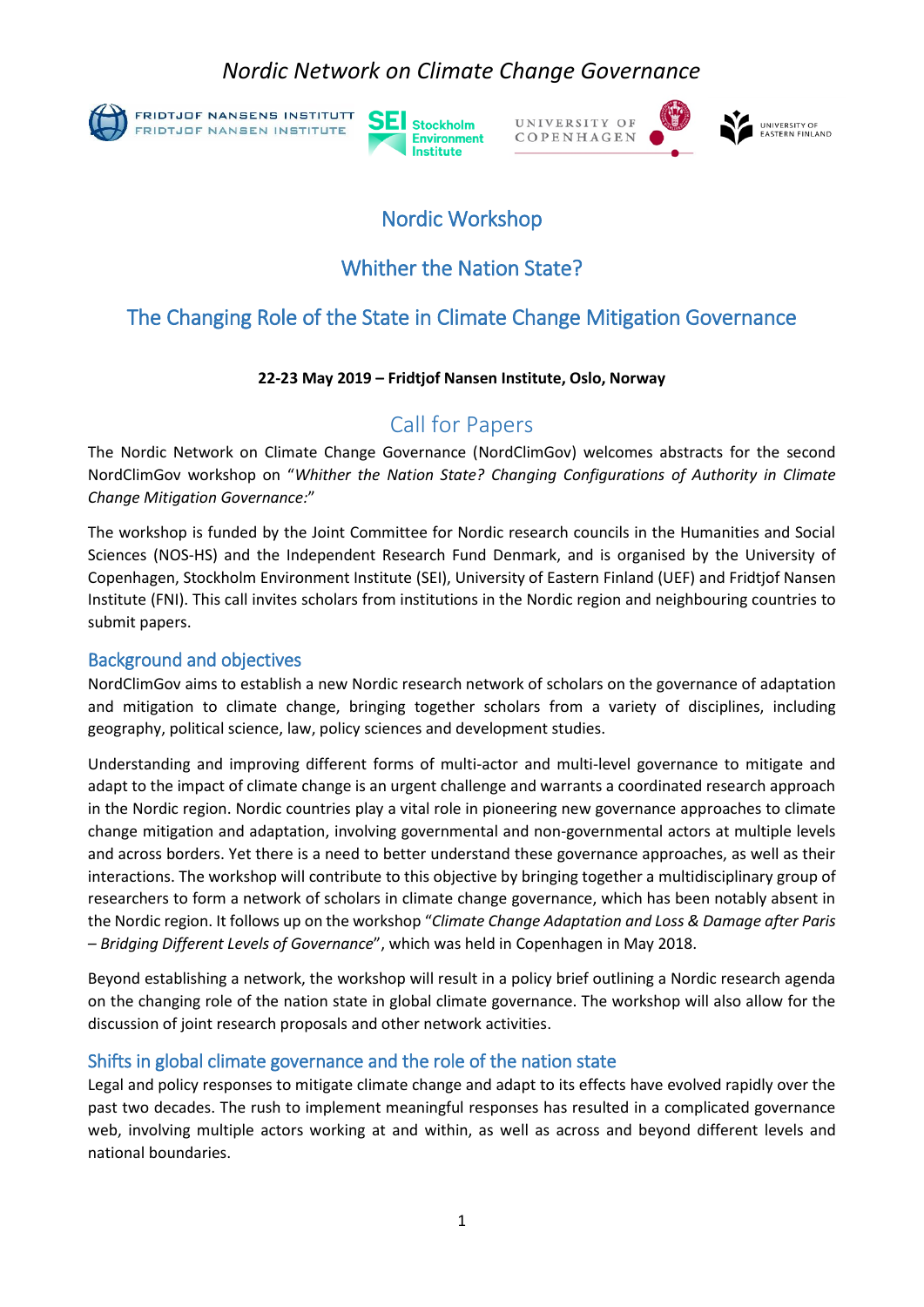*Nordic Network on Climate Change Governance*

FRIDTJOF NANSENS INSTITUTT
FRIDTJOF NANSEN INSTITUTE

SEI Stockholm Environment Institute

UNIVERSITY OF COPENHAGEN

UNIVERSITY OF EASTERN FINLAND

# Nordic Workshop

# Whither the Nation State?

# The Changing Role of the State in Climate Change Mitigation Governance

**22-23 May 2019 – Fridtjof Nansen Institute, Oslo, Norway**

## Call for Papers

The Nordic Network on Climate Change Governance (NordClimGov) welcomes abstracts for the second NordClimGov workshop on "*Whither the Nation State? Changing Configurations of Authority in Climate Change Mitigation Governance:*"

The workshop is funded by the Joint Committee for Nordic research councils in the Humanities and Social Sciences (NOS-HS) and the Independent Research Fund Denmark, and is organised by the University of Copenhagen, Stockholm Environment Institute (SEI), University of Eastern Finland (UEF) and Fridtjof Nansen Institute (FNI). This call invites scholars from institutions in the Nordic region and neighbouring countries to submit papers.

### Background and objectives

NordClimGov aims to establish a new Nordic research network of scholars on the governance of adaptation and mitigation to climate change, bringing together scholars from a variety of disciplines, including geography, political science, law, policy sciences and development studies.

Understanding and improving different forms of multi-actor and multi-level governance to mitigate and adapt to the impact of climate change is an urgent challenge and warrants a coordinated research approach in the Nordic region. Nordic countries play a vital role in pioneering new governance approaches to climate change mitigation and adaptation, involving governmental and non-governmental actors at multiple levels and across borders. Yet there is a need to better understand these governance approaches, as well as their interactions. The workshop will contribute to this objective by bringing together a multidisciplinary group of researchers to form a network of scholars in climate change governance, which has been notably absent in the Nordic region. It follows up on the workshop "*Climate Change Adaptation and Loss & Damage after Paris – Bridging Different Levels of Governance*", which was held in Copenhagen in May 2018.

Beyond establishing a network, the workshop will result in a policy brief outlining a Nordic research agenda on the changing role of the nation state in global climate governance. The workshop will also allow for the discussion of joint research proposals and other network activities.

### Shifts in global climate governance and the role of the nation state

Legal and policy responses to mitigate climate change and adapt to its effects have evolved rapidly over the past two decades. The rush to implement meaningful responses has resulted in a complicated governance web, involving multiple actors working at and within, as well as across and beyond different levels and national boundaries.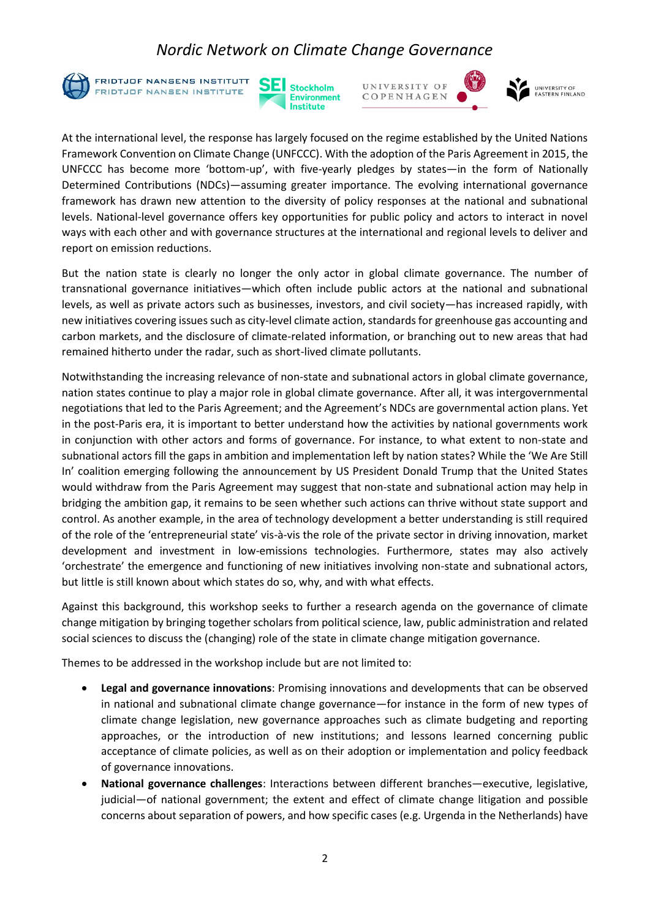At the international level, the response has largely focused on the regime established by the United Nations Framework Convention on Climate Change (UNFCCC). With the adoption of the Paris Agreement in 2015, the UNFCCC has become more 'bottom-up', with five-yearly pledges by states—in the form of Nationally Determined Contributions (NDCs)—assuming greater importance. The evolving international governance framework has drawn new attention to the diversity of policy responses at the national and subnational levels. National-level governance offers key opportunities for public policy and actors to interact in novel ways with each other and with governance structures at the international and regional levels to deliver and report on emission reductions.

But the nation state is clearly no longer the only actor in global climate governance. The number of transnational governance initiatives—which often include public actors at the national and subnational levels, as well as private actors such as businesses, investors, and civil society—has increased rapidly, with new initiatives covering issues such as city-level climate action, standards for greenhouse gas accounting and carbon markets, and the disclosure of climate-related information, or branching out to new areas that had remained hitherto under the radar, such as short-lived climate pollutants.

Notwithstanding the increasing relevance of non-state and subnational actors in global climate governance, nation states continue to play a major role in global climate governance. After all, it was intergovernmental negotiations that led to the Paris Agreement; and the Agreement's NDCs are governmental action plans. Yet in the post-Paris era, it is important to better understand how the activities by national governments work in conjunction with other actors and forms of governance. For instance, to what extent to non-state and subnational actors fill the gaps in ambition and implementation left by nation states? While the 'We Are Still In' coalition emerging following the announcement by US President Donald Trump that the United States would withdraw from the Paris Agreement may suggest that non-state and subnational action may help in bridging the ambition gap, it remains to be seen whether such actions can thrive without state support and control. As another example, in the area of technology development a better understanding is still required of the role of the 'entrepreneurial state' vis-à-vis the role of the private sector in driving innovation, market development and investment in low-emissions technologies. Furthermore, states may also actively 'orchestrate' the emergence and functioning of new initiatives involving non-state and subnational actors, but little is still known about which states do so, why, and with what effects.

Against this background, this workshop seeks to further a research agenda on the governance of climate change mitigation by bringing together scholars from political science, law, public administration and related social sciences to discuss the (changing) role of the state in climate change mitigation governance.

Themes to be addressed in the workshop include but are not limited to:

- **Legal and governance innovations**: Promising innovations and developments that can be observed in national and subnational climate change governance—for instance in the form of new types of climate change legislation, new governance approaches such as climate budgeting and reporting approaches, or the introduction of new institutions; and lessons learned concerning public acceptance of climate policies, as well as on their adoption or implementation and policy feedback of governance innovations.
- **National governance challenges**: Interactions between different branches—executive, legislative, judicial—of national government; the extent and effect of climate change litigation and possible concerns about separation of powers, and how specific cases (e.g. Urgenda in the Netherlands) have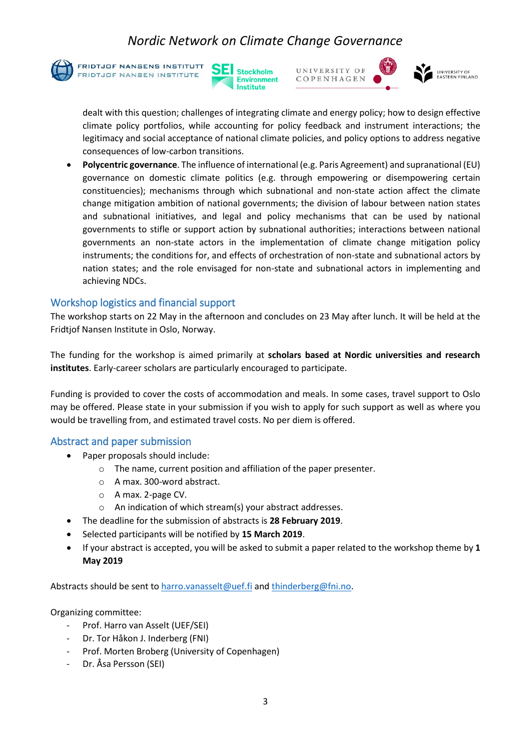dealt with this question; challenges of integrating climate and energy policy; how to design effective climate policy portfolios, while accounting for policy feedback and instrument interactions; the legitimacy and social acceptance of national climate policies, and policy options to address negative consequences of low-carbon transitions.

- **Polycentric governance**. The influence of international (e.g. Paris Agreement) and supranational (EU) governance on domestic climate politics (e.g. through empowering or disempowering certain constituencies); mechanisms through which subnational and non-state action affect the climate change mitigation ambition of national governments; the division of labour between nation states and subnational initiatives, and legal and policy mechanisms that can be used by national governments to stifle or support action by subnational authorities; interactions between national governments an non-state actors in the implementation of climate change mitigation policy instruments; the conditions for, and effects of orchestration of non-state and subnational actors by nation states; and the role envisaged for non-state and subnational actors in implementing and achieving NDCs.

## Workshop logistics and financial support

The workshop starts on 22 May in the afternoon and concludes on 23 May after lunch. It will be held at the Fridtjof Nansen Institute in Oslo, Norway.

The funding for the workshop is aimed primarily at **scholars based at Nordic universities and research institutes**. Early-career scholars are particularly encouraged to participate.

Funding is provided to cover the costs of accommodation and meals. In some cases, travel support to Oslo may be offered. Please state in your submission if you wish to apply for such support as well as where you would be travelling from, and estimated travel costs. No per diem is offered.

## Abstract and paper submission

- Paper proposals should include:
  - The name, current position and affiliation of the paper presenter.
  - A max. 300-word abstract.
  - A max. 2-page CV.
  - An indication of which stream(s) your abstract addresses.
- The deadline for the submission of abstracts is **28 February 2019**.
- Selected participants will be notified by **15 March 2019**.
- If your abstract is accepted, you will be asked to submit a paper related to the workshop theme by **1 May 2019**

Abstracts should be sent to harro.vanasselt@uef.fi and thinderberg@fni.no.

Organizing committee:

- Prof. Harro van Asselt (UEF/SEI)
- Dr. Tor Håkon J. Inderberg (FNI)
- Prof. Morten Broberg (University of Copenhagen)
- Dr. Åsa Persson (SEI)